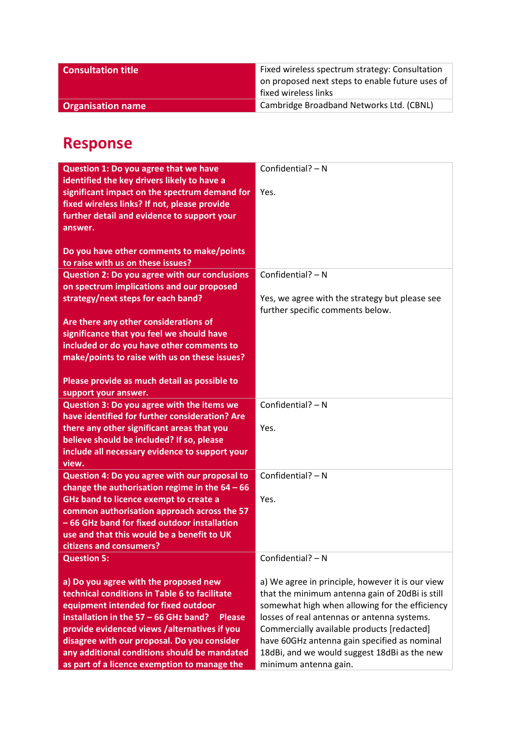| Consultation title | Fixed wireless spectrum strategy: Consultation on proposed next steps to enable future uses of fixed wireless links |
|---|---|
| Organisation name | Cambridge Broadband Networks Ltd. (CBNL) |

# Response

| Question | Response |
|---|---|
| **Question 1: Do you agree that we have identified the key drivers likely to have a significant impact on the spectrum demand for fixed wireless links? If not, please provide further detail and evidence to support your answer.**<br><br>**Do you have other comments to make/points to raise with us on these issues?** | Confidential? – N<br><br>Yes. |
| **Question 2: Do you agree with our conclusions on spectrum implications and our proposed strategy/next steps for each band?**<br><br>**Are there any other considerations of significance that you feel we should have included or do you have other comments to make/points to raise with us on these issues?**<br><br>**Please provide as much detail as possible to support your answer.** | Confidential? – N<br><br>Yes, we agree with the strategy but please see further specific comments below. |
| **Question 3: Do you agree with the items we have identified for further consideration? Are there any other significant areas that you believe should be included? If so, please include all necessary evidence to support your view.** | Confidential? – N<br><br>Yes. |
| **Question 4: Do you agree with our proposal to change the authorisation regime in the 64 – 66 GHz band to licence exempt to create a common authorisation approach across the 57 – 66 GHz band for fixed outdoor installation use and that this would be a benefit to UK citizens and consumers?** | Confidential? – N<br><br>Yes. |
| **Question 5:**<br><br>**a) Do you agree with the proposed new technical conditions in Table 6 to facilitate equipment intended for fixed outdoor installation in the 57 – 66 GHz band? Please provide evidenced views /alternatives if you disagree with our proposal. Do you consider any additional conditions should be mandated as part of a licence exemption to manage the** | Confidential? – N<br><br>a) We agree in principle, however it is our view that the minimum antenna gain of 20dBi is still somewhat high when allowing for the efficiency losses of real antennas or antenna systems. Commercially available products [redacted] have 60GHz antenna gain specified as nominal 18dBi, and we would suggest 18dBi as the new minimum antenna gain. |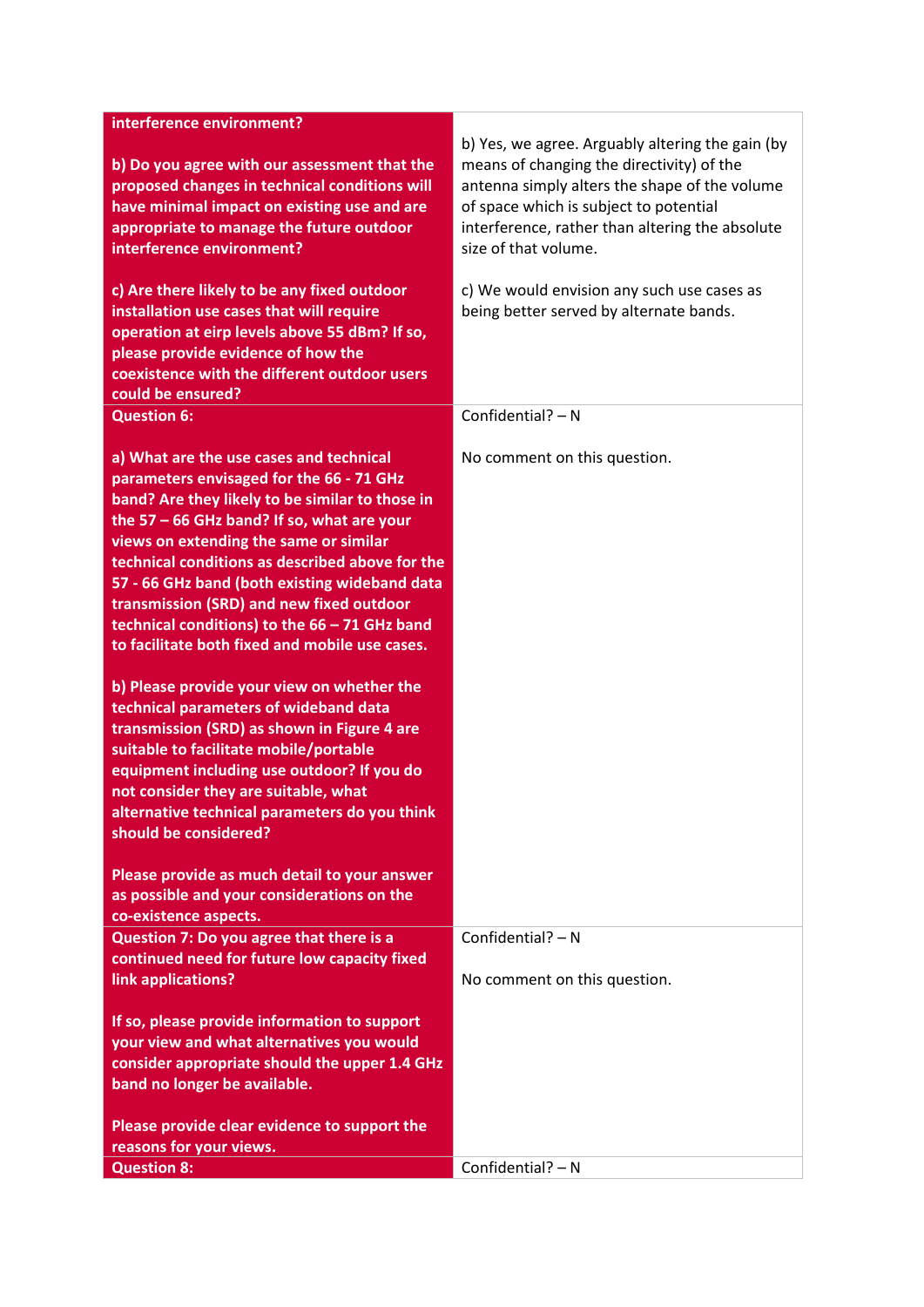| | |
|---|---|
| **interference environment?**<br><br>**b) Do you agree with our assessment that the proposed changes in technical conditions will have minimal impact on existing use and are appropriate to manage the future outdoor interference environment?**<br><br>**c) Are there likely to be any fixed outdoor installation use cases that will require operation at eirp levels above 55 dBm? If so, please provide evidence of how the coexistence with the different outdoor users could be ensured?** | b) Yes, we agree. Arguably altering the gain (by means of changing the directivity) of the antenna simply alters the shape of the volume of space which is subject to potential interference, rather than altering the absolute size of that volume.<br><br>c) We would envision any such use cases as being better served by alternate bands. |
| **Question 6:**<br><br>**a) What are the use cases and technical parameters envisaged for the 66 - 71 GHz band? Are they likely to be similar to those in the 57 – 66 GHz band? If so, what are your views on extending the same or similar technical conditions as described above for the 57 - 66 GHz band (both existing wideband data transmission (SRD) and new fixed outdoor technical conditions) to the 66 – 71 GHz band to facilitate both fixed and mobile use cases.**<br><br>**b) Please provide your view on whether the technical parameters of wideband data transmission (SRD) as shown in Figure 4 are suitable to facilitate mobile/portable equipment including use outdoor? If you do not consider they are suitable, what alternative technical parameters do you think should be considered?**<br><br>**Please provide as much detail to your answer as possible and your considerations on the co-existence aspects.** | Confidential? – N<br><br>No comment on this question. |
| **Question 7: Do you agree that there is a continued need for future low capacity fixed link applications?**<br><br>**If so, please provide information to support your view and what alternatives you would consider appropriate should the upper 1.4 GHz band no longer be available.**<br><br>**Please provide clear evidence to support the reasons for your views.** | Confidential? – N<br><br>No comment on this question. |
| **Question 8:** | Confidential? – N |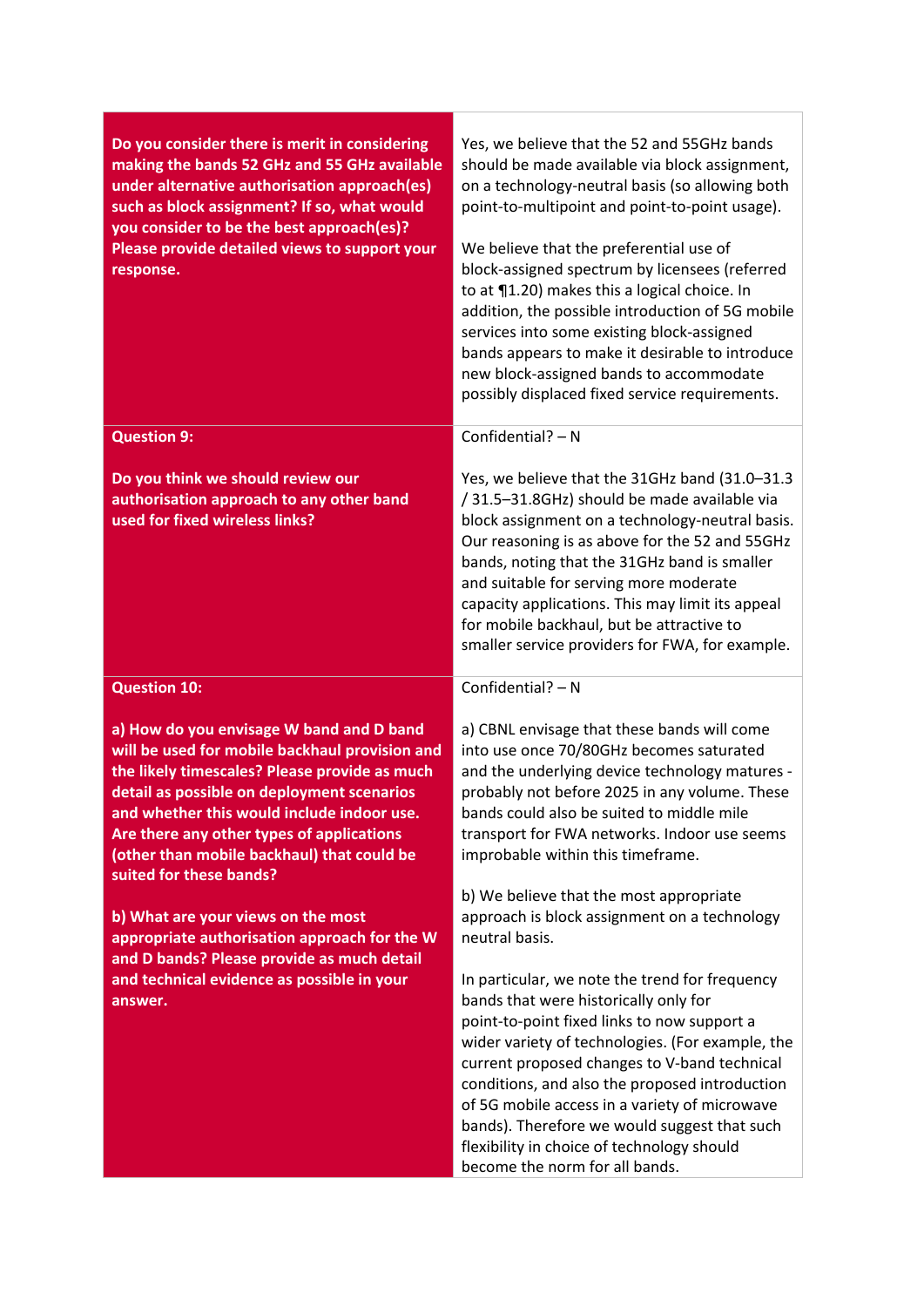| | |
|---|---|
| **Do you consider there is merit in considering making the bands 52 GHz and 55 GHz available under alternative authorisation approach(es) such as block assignment? If so, what would you consider to be the best approach(es)? Please provide detailed views to support your response.** | Yes, we believe that the 52 and 55GHz bands should be made available via block assignment, on a technology-neutral basis (so allowing both point-to-multipoint and point-to-point usage).<br><br>We believe that the preferential use of block-assigned spectrum by licensees (referred to at ¶1.20) makes this a logical choice. In addition, the possible introduction of 5G mobile services into some existing block-assigned bands appears to make it desirable to introduce new block-assigned bands to accommodate possibly displaced fixed service requirements. |
| **Question 9:**<br><br>**Do you think we should review our authorisation approach to any other band used for fixed wireless links?** | Confidential? – N<br><br>Yes, we believe that the 31GHz band (31.0–31.3 / 31.5–31.8GHz) should be made available via block assignment on a technology-neutral basis. Our reasoning is as above for the 52 and 55GHz bands, noting that the 31GHz band is smaller and suitable for serving more moderate capacity applications. This may limit its appeal for mobile backhaul, but be attractive to smaller service providers for FWA, for example. |
| **Question 10:**<br><br>**a) How do you envisage W band and D band will be used for mobile backhaul provision and the likely timescales? Please provide as much detail as possible on deployment scenarios and whether this would include indoor use. Are there any other types of applications (other than mobile backhaul) that could be suited for these bands?**<br><br>**b) What are your views on the most appropriate authorisation approach for the W and D bands? Please provide as much detail and technical evidence as possible in your answer.** | Confidential? – N<br><br>a) CBNL envisage that these bands will come into use once 70/80GHz becomes saturated and the underlying device technology matures - probably not before 2025 in any volume. These bands could also be suited to middle mile transport for FWA networks. Indoor use seems improbable within this timeframe.<br><br>b) We believe that the most appropriate approach is block assignment on a technology neutral basis.<br><br>In particular, we note the trend for frequency bands that were historically only for point-to-point fixed links to now support a wider variety of technologies. (For example, the current proposed changes to V-band technical conditions, and also the proposed introduction of 5G mobile access in a variety of microwave bands). Therefore we would suggest that such flexibility in choice of technology should become the norm for all bands. |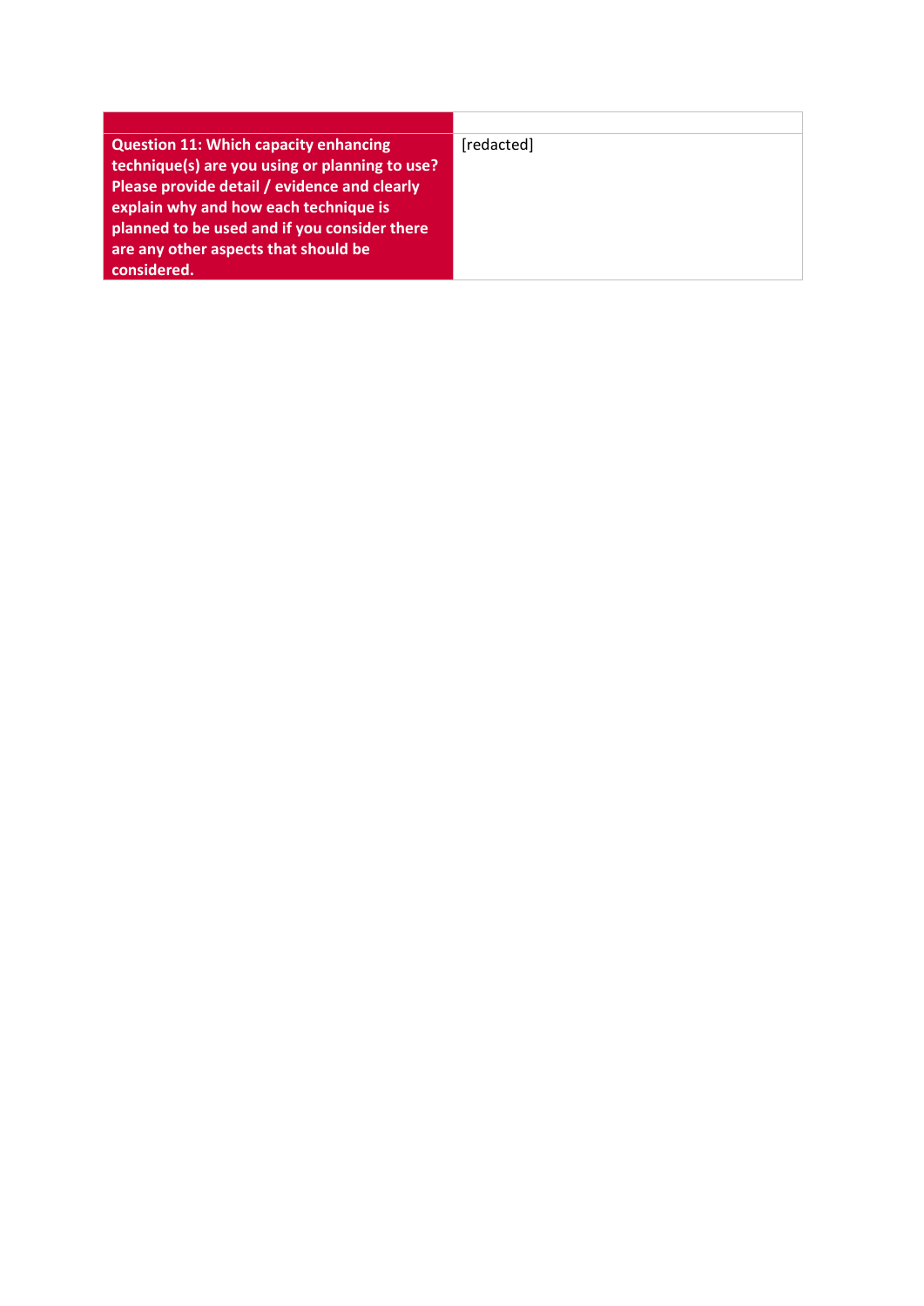| | |
|---|---|
| **Question 11: Which capacity enhancing technique(s) are you using or planning to use? Please provide detail / evidence and clearly explain why and how each technique is planned to be used and if you consider there are any other aspects that should be considered.** | [redacted] |